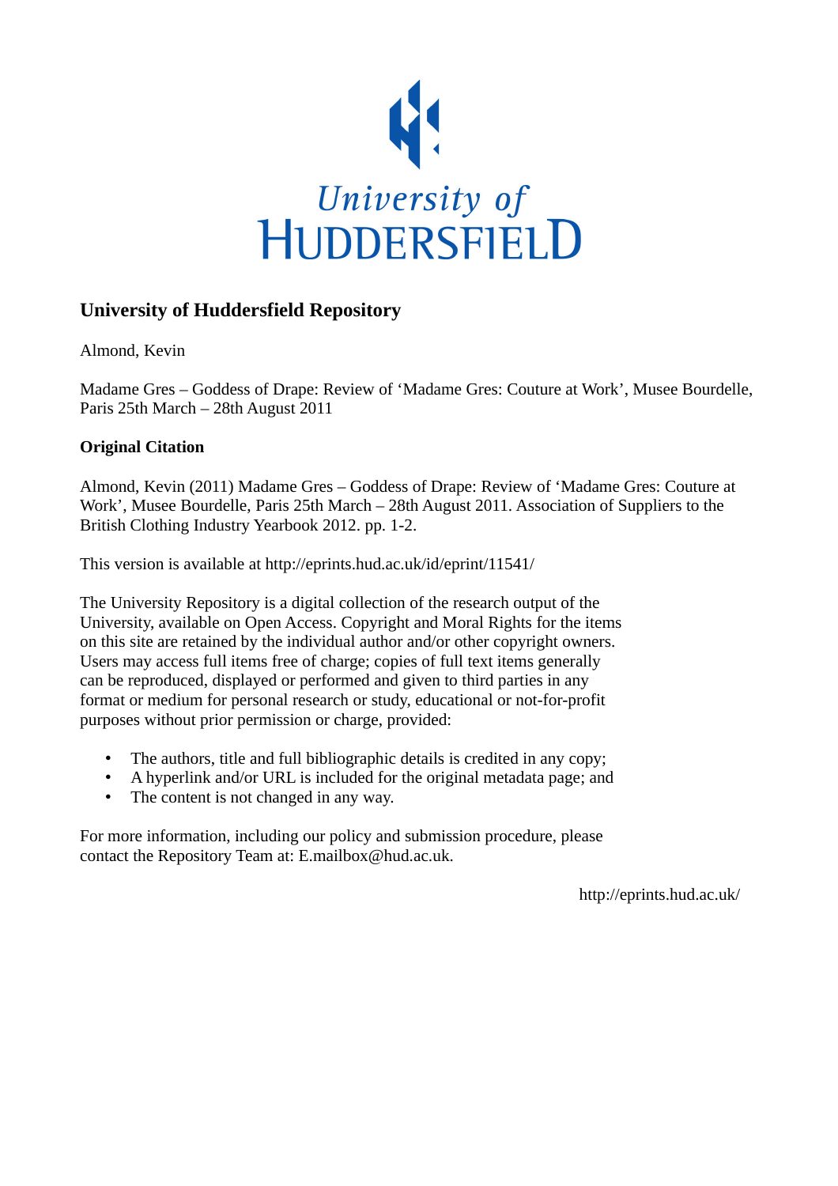University of Huddersfield

## University of Huddersfield Repository

Almond, Kevin

Madame Gres – Goddess of Drape: Review of 'Madame Gres: Couture at Work', Musee Bourdelle, Paris 25th March – 28th August 2011

### Original Citation

Almond, Kevin (2011) Madame Gres – Goddess of Drape: Review of 'Madame Gres: Couture at Work', Musee Bourdelle, Paris 25th March – 28th August 2011. Association of Suppliers to the British Clothing Industry Yearbook 2012. pp. 1-2.

This version is available at http://eprints.hud.ac.uk/id/eprint/11541/

The University Repository is a digital collection of the research output of the University, available on Open Access. Copyright and Moral Rights for the items on this site are retained by the individual author and/or other copyright owners. Users may access full items free of charge; copies of full text items generally can be reproduced, displayed or performed and given to third parties in any format or medium for personal research or study, educational or not-for-profit purposes without prior permission or charge, provided:

- The authors, title and full bibliographic details is credited in any copy;
- A hyperlink and/or URL is included for the original metadata page; and
- The content is not changed in any way.

For more information, including our policy and submission procedure, please contact the Repository Team at: E.mailbox@hud.ac.uk.

http://eprints.hud.ac.uk/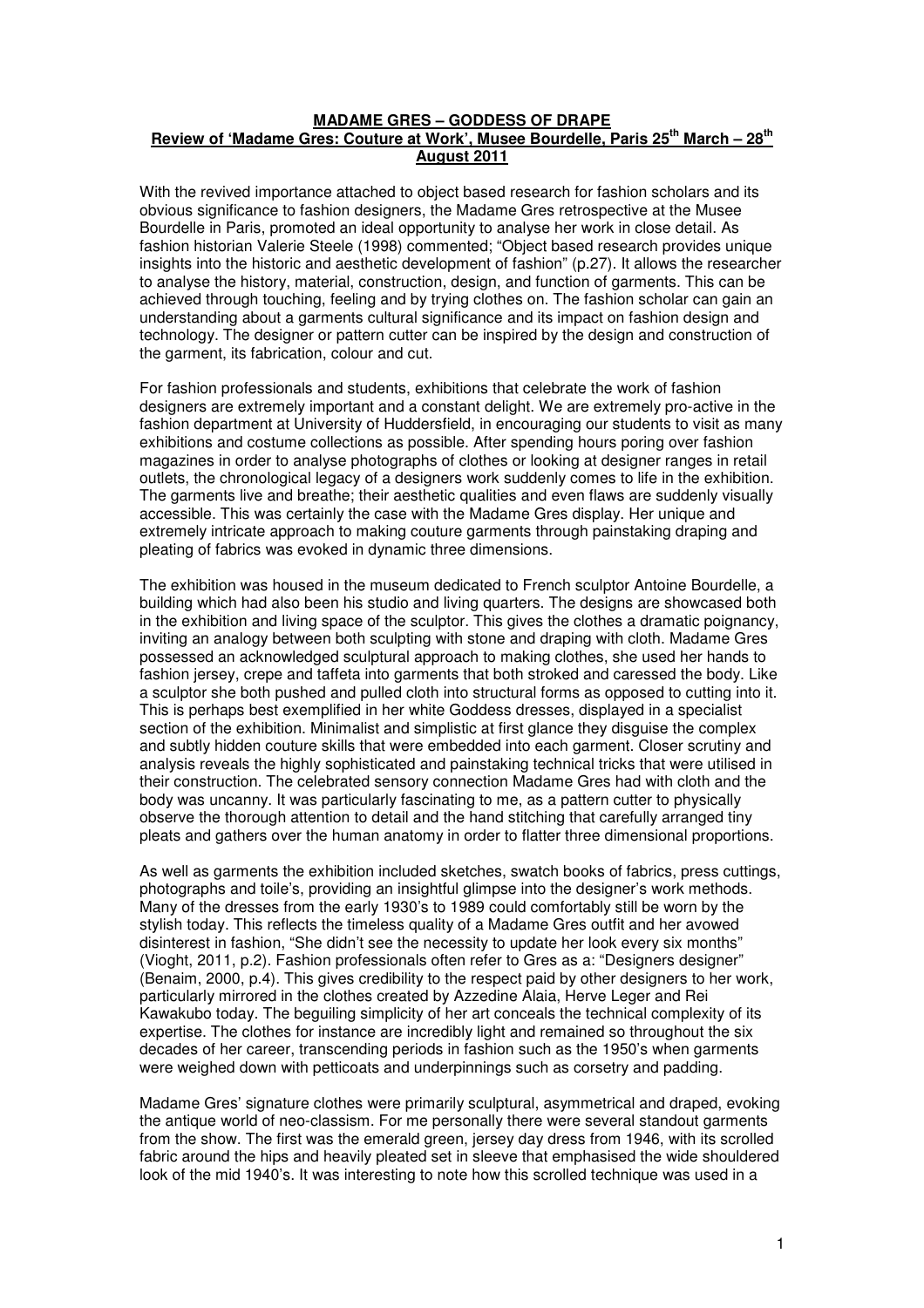**MADAME GRES – GODDESS OF DRAPE**
**Review of 'Madame Gres: Couture at Work', Musee Bourdelle, Paris 25th March – 28th August 2011**

With the revived importance attached to object based research for fashion scholars and its obvious significance to fashion designers, the Madame Gres retrospective at the Musee Bourdelle in Paris, promoted an ideal opportunity to analyse her work in close detail. As fashion historian Valerie Steele (1998) commented; "Object based research provides unique insights into the historic and aesthetic development of fashion" (p.27). It allows the researcher to analyse the history, material, construction, design, and function of garments. This can be achieved through touching, feeling and by trying clothes on. The fashion scholar can gain an understanding about a garments cultural significance and its impact on fashion design and technology. The designer or pattern cutter can be inspired by the design and construction of the garment, its fabrication, colour and cut.

For fashion professionals and students, exhibitions that celebrate the work of fashion designers are extremely important and a constant delight. We are extremely pro-active in the fashion department at University of Huddersfield, in encouraging our students to visit as many exhibitions and costume collections as possible. After spending hours poring over fashion magazines in order to analyse photographs of clothes or looking at designer ranges in retail outlets, the chronological legacy of a designers work suddenly comes to life in the exhibition. The garments live and breathe; their aesthetic qualities and even flaws are suddenly visually accessible. This was certainly the case with the Madame Gres display. Her unique and extremely intricate approach to making couture garments through painstaking draping and pleating of fabrics was evoked in dynamic three dimensions.

The exhibition was housed in the museum dedicated to French sculptor Antoine Bourdelle, a building which had also been his studio and living quarters. The designs are showcased both in the exhibition and living space of the sculptor. This gives the clothes a dramatic poignancy, inviting an analogy between both sculpting with stone and draping with cloth. Madame Gres possessed an acknowledged sculptural approach to making clothes, she used her hands to fashion jersey, crepe and taffeta into garments that both stroked and caressed the body. Like a sculptor she both pushed and pulled cloth into structural forms as opposed to cutting into it. This is perhaps best exemplified in her white Goddess dresses, displayed in a specialist section of the exhibition. Minimalist and simplistic at first glance they disguise the complex and subtly hidden couture skills that were embedded into each garment. Closer scrutiny and analysis reveals the highly sophisticated and painstaking technical tricks that were utilised in their construction. The celebrated sensory connection Madame Gres had with cloth and the body was uncanny. It was particularly fascinating to me, as a pattern cutter to physically observe the thorough attention to detail and the hand stitching that carefully arranged tiny pleats and gathers over the human anatomy in order to flatter three dimensional proportions.

As well as garments the exhibition included sketches, swatch books of fabrics, press cuttings, photographs and toile's, providing an insightful glimpse into the designer's work methods. Many of the dresses from the early 1930's to 1989 could comfortably still be worn by the stylish today. This reflects the timeless quality of a Madame Gres outfit and her avowed disinterest in fashion, "She didn't see the necessity to update her look every six months" (Vioght, 2011, p.2). Fashion professionals often refer to Gres as a: "Designers designer" (Benaim, 2000, p.4). This gives credibility to the respect paid by other designers to her work, particularly mirrored in the clothes created by Azzedine Alaia, Herve Leger and Rei Kawakubo today. The beguiling simplicity of her art conceals the technical complexity of its expertise. The clothes for instance are incredibly light and remained so throughout the six decades of her career, transcending periods in fashion such as the 1950's when garments were weighed down with petticoats and underpinnings such as corsetry and padding.

Madame Gres' signature clothes were primarily sculptural, asymmetrical and draped, evoking the antique world of neo-classism. For me personally there were several standout garments from the show. The first was the emerald green, jersey day dress from 1946, with its scrolled fabric around the hips and heavily pleated set in sleeve that emphasised the wide shouldered look of the mid 1940's. It was interesting to note how this scrolled technique was used in a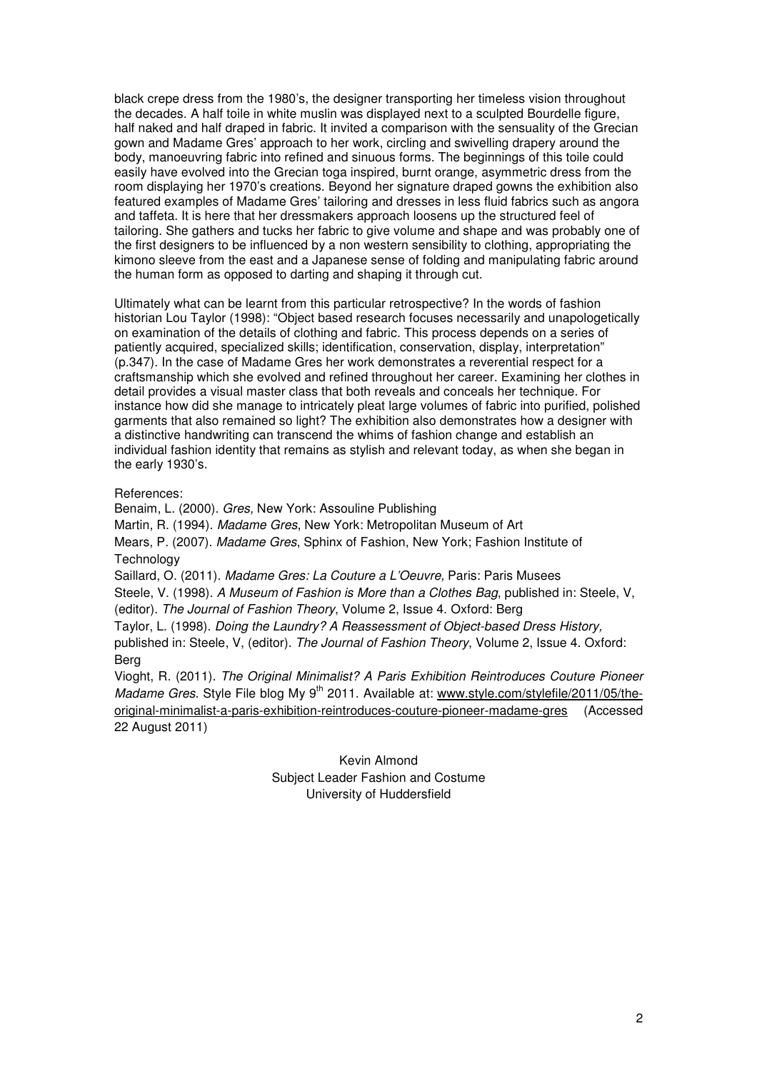black crepe dress from the 1980's, the designer transporting her timeless vision throughout the decades. A half toile in white muslin was displayed next to a sculpted Bourdelle figure, half naked and half draped in fabric. It invited a comparison with the sensuality of the Grecian gown and Madame Gres' approach to her work, circling and swivelling drapery around the body, manoeuvring fabric into refined and sinuous forms. The beginnings of this toile could easily have evolved into the Grecian toga inspired, burnt orange, asymmetric dress from the room displaying her 1970's creations. Beyond her signature draped gowns the exhibition also featured examples of Madame Gres' tailoring and dresses in less fluid fabrics such as angora and taffeta. It is here that her dressmakers approach loosens up the structured feel of tailoring. She gathers and tucks her fabric to give volume and shape and was probably one of the first designers to be influenced by a non western sensibility to clothing, appropriating the kimono sleeve from the east and a Japanese sense of folding and manipulating fabric around the human form as opposed to darting and shaping it through cut.

Ultimately what can be learnt from this particular retrospective? In the words of fashion historian Lou Taylor (1998): "Object based research focuses necessarily and unapologetically on examination of the details of clothing and fabric. This process depends on a series of patiently acquired, specialized skills; identification, conservation, display, interpretation" (p.347). In the case of Madame Gres her work demonstrates a reverential respect for a craftsmanship which she evolved and refined throughout her career. Examining her clothes in detail provides a visual master class that both reveals and conceals her technique. For instance how did she manage to intricately pleat large volumes of fabric into purified, polished garments that also remained so light? The exhibition also demonstrates how a designer with a distinctive handwriting can transcend the whims of fashion change and establish an individual fashion identity that remains as stylish and relevant today, as when she began in the early 1930's.

References:

Benaim, L. (2000). *Gres,* New York: Assouline Publishing

Martin, R. (1994). *Madame Gres*, New York: Metropolitan Museum of Art

Mears, P. (2007). *Madame Gres*, Sphinx of Fashion, New York; Fashion Institute of Technology

Saillard, O. (2011). *Madame Gres: La Couture a L'Oeuvre,* Paris: Paris Musees

Steele, V. (1998). *A Museum of Fashion is More than a Clothes Bag*, published in: Steele, V, (editor). *The Journal of Fashion Theory*, Volume 2, Issue 4. Oxford: Berg

Taylor, L. (1998). *Doing the Laundry? A Reassessment of Object-based Dress History,* published in: Steele, V, (editor). *The Journal of Fashion Theory*, Volume 2, Issue 4. Oxford: Berg

Vioght, R. (2011). *The Original Minimalist? A Paris Exhibition Reintroduces Couture Pioneer Madame Gres*. Style File blog My 9th 2011. Available at: www.style.com/stylefile/2011/05/the-original-minimalist-a-paris-exhibition-reintroduces-couture-pioneer-madame-gres (Accessed 22 August 2011)

Kevin Almond
Subject Leader Fashion and Costume
University of Huddersfield